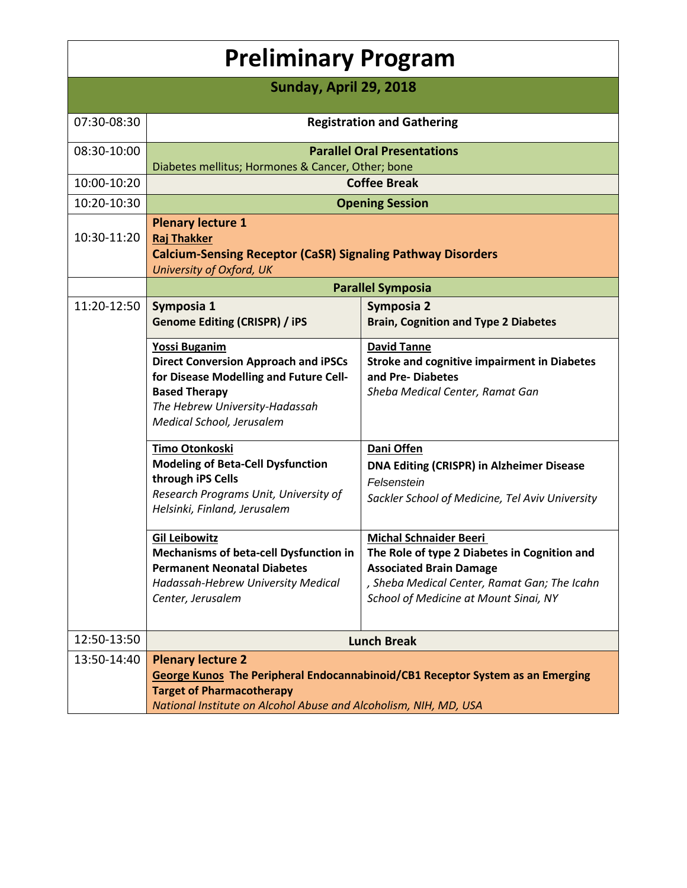# Preliminary Program

## Sunday, April 29, 2018

| Time | | |
|---|---|---|
| 07:30-08:30 | **Registration and Gathering** | |
| 08:30-10:00 | **Parallel Oral Presentations**<br>Diabetes mellitus; Hormones & Cancer, Other; bone | |
| 10:00-10:20 | **Coffee Break** | |
| 10:20-10:30 | **Opening Session** | |
| 10:30-11:20 | **Plenary lecture 1**<br>**Raj Thakker**<br>**Calcium-Sensing Receptor (CaSR) Signaling Pathway Disorders**<br>*University of Oxford, UK* | |
| | **Parallel Symposia** | |
| 11:20-12:50 | **Symposia 1**<br>**Genome Editing (CRISPR) / iPS** | **Symposia 2**<br>**Brain, Cognition and Type 2 Diabetes** |
| | **Yossi Buganim**<br>**Direct Conversion Approach and iPSCs for Disease Modelling and Future Cell-Based Therapy**<br>*The Hebrew University-Hadassah Medical School, Jerusalem* | **David Tanne**<br>**Stroke and cognitive impairment in Diabetes and Pre- Diabetes**<br>*Sheba Medical Center, Ramat Gan* |
| | **Timo Otonkoski**<br>**Modeling of Beta-Cell Dysfunction through iPS Cells**<br>*Research Programs Unit, University of Helsinki, Finland, Jerusalem* | **Dani Offen**<br>**DNA Editing (CRISPR) in Alzheimer Disease**<br>*Felsenstein*<br>*Sackler School of Medicine, Tel Aviv University* |
| | **Gil Leibowitz**<br>**Mechanisms of beta-cell Dysfunction in Permanent Neonatal Diabetes**<br>*Hadassah-Hebrew University Medical Center, Jerusalem* | **Michal Schnaider Beeri**<br>**The Role of type 2 Diabetes in Cognition and Associated Brain Damage**<br>*, Sheba Medical Center, Ramat Gan; The Icahn School of Medicine at Mount Sinai, NY* |
| 12:50-13:50 | **Lunch Break** | |
| 13:50-14:40 | **Plenary lecture 2**<br>**George Kunos** **The Peripheral Endocannabinoid/CB1 Receptor System as an Emerging Target of Pharmacotherapy**<br>*National Institute on Alcohol Abuse and Alcoholism, NIH, MD, USA* | |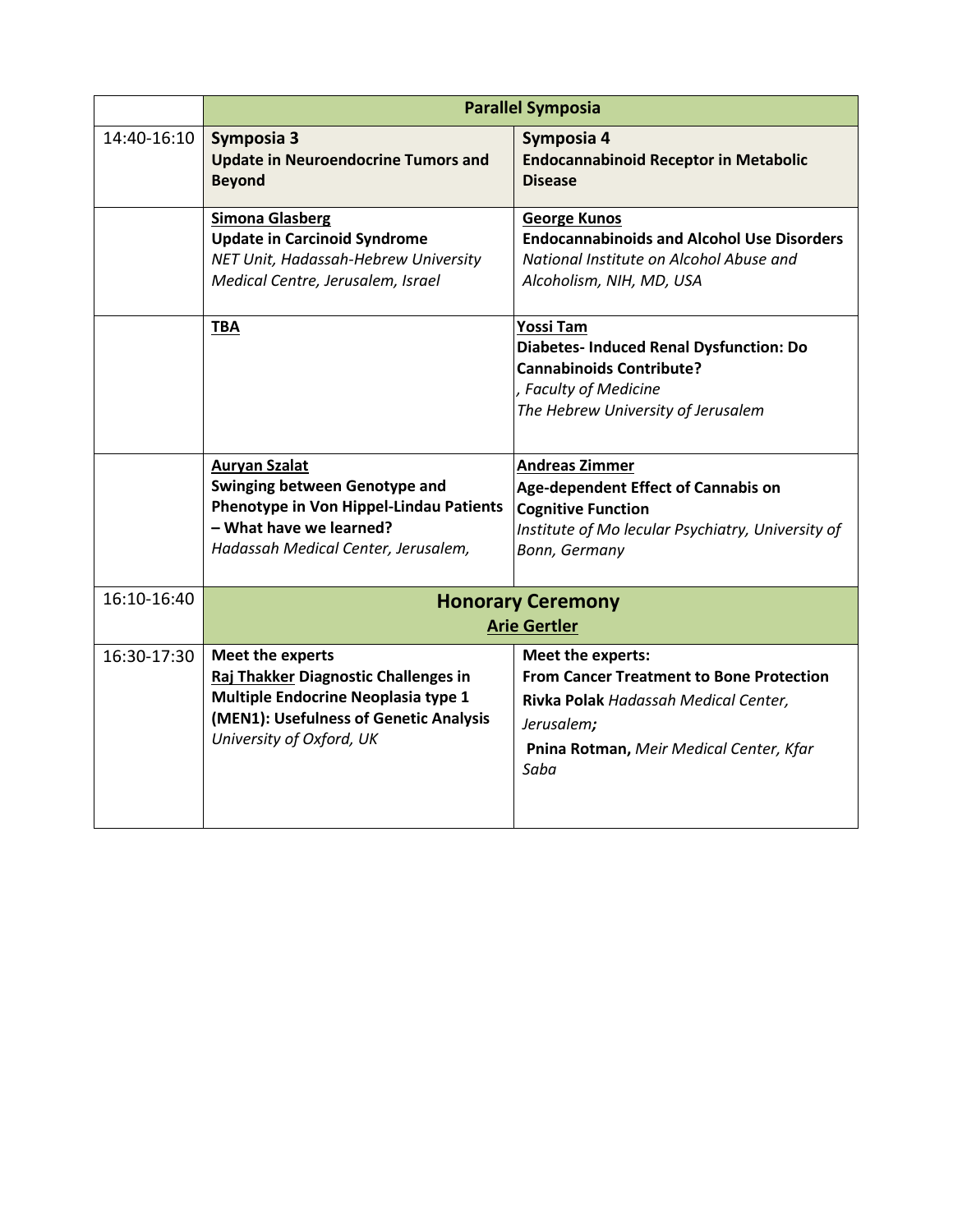| | **Parallel Symposia** | |
|---|---|---|
| 14:40-16:10 | **Symposia 3**<br>**Update in Neuroendocrine Tumors and Beyond** | **Symposia 4**<br>**Endocannabinoid Receptor in Metabolic Disease** |
| | **Simona Glasberg**<br>**Update in Carcinoid Syndrome**<br>*NET Unit, Hadassah-Hebrew University Medical Centre, Jerusalem, Israel* | **George Kunos**<br>**Endocannabinoids and Alcohol Use Disorders**<br>*National Institute on Alcohol Abuse and Alcoholism, NIH, MD, USA* |
| | **TBA** | **Yossi Tam**<br>**Diabetes- Induced Renal Dysfunction: Do Cannabinoids Contribute?**<br>*, Faculty of Medicine*<br>*The Hebrew University of Jerusalem* |
| | **Auryan Szalat**<br>**Swinging between Genotype and Phenotype in Von Hippel-Lindau Patients – What have we learned?**<br>*Hadassah Medical Center, Jerusalem,* | **Andreas Zimmer**<br>**Age-dependent Effect of Cannabis on Cognitive Function**<br>*Institute of Mo lecular Psychiatry, University of Bonn, Germany* |
| 16:10-16:40 | **Honorary Ceremony**<br>**Arie Gertler** | |
| 16:30-17:30 | **Meet the experts**<br>**Raj Thakker Diagnostic Challenges in Multiple Endocrine Neoplasia type 1 (MEN1): Usefulness of Genetic Analysis**<br>*University of Oxford, UK* | **Meet the experts:**<br>**From Cancer Treatment to Bone Protection**<br>**Rivka Polak** *Hadassah Medical Center, Jerusalem;*<br>**Pnina Rotman,** *Meir Medical Center, Kfar Saba* |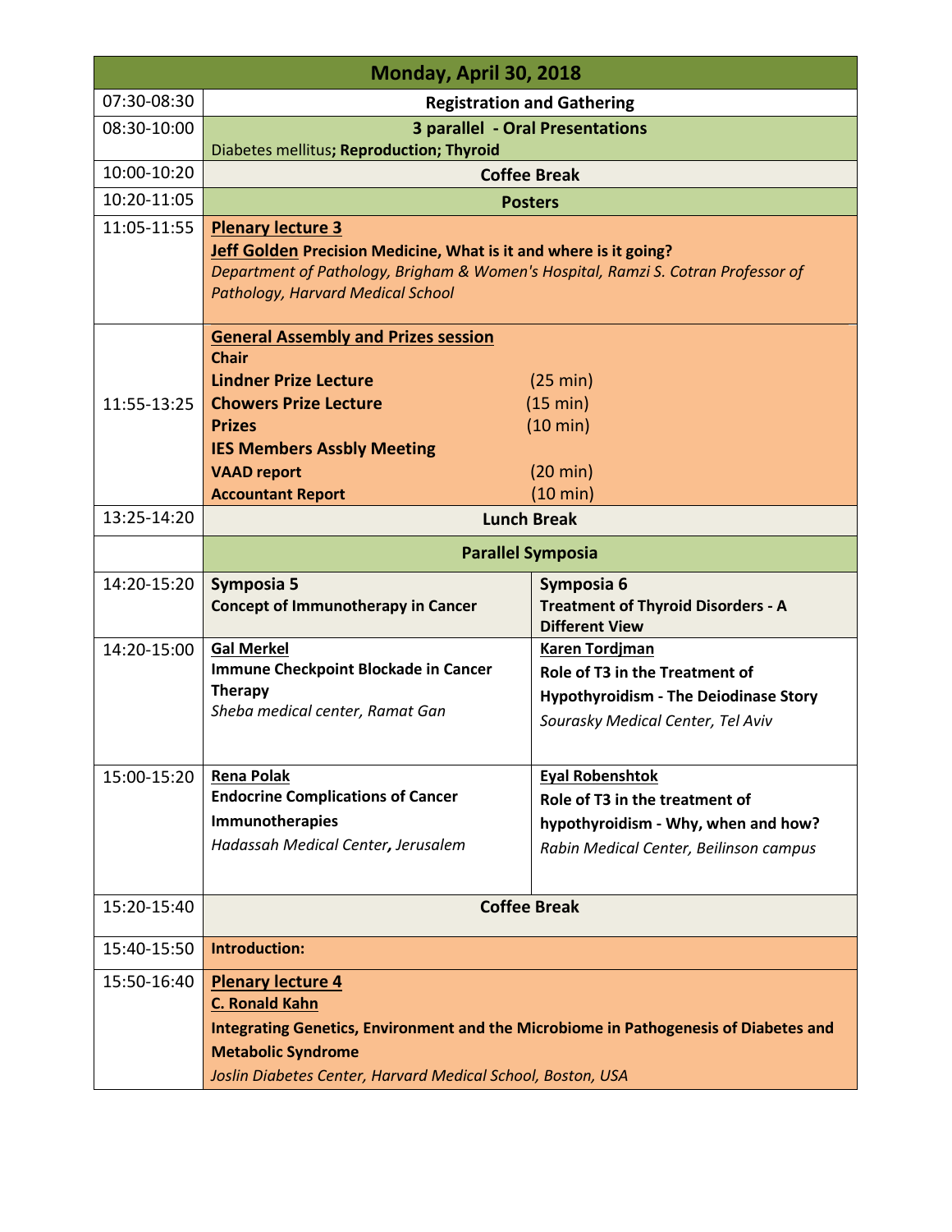| Monday, April 30, 2018 | | |
|---|---|---|
| 07:30-08:30 | **Registration and Gathering** | |
| 08:30-10:00 | **3 parallel - Oral Presentations**<br>Diabetes mellitus**; Reproduction; Thyroid** | |
| 10:00-10:20 | **Coffee Break** | |
| 10:20-11:05 | **Posters** | |
| 11:05-11:55 | **Plenary lecture 3**<br>**Jeff Golden Precision Medicine, What is it and where is it going?**<br>*Department of Pathology, Brigham & Women's Hospital, Ramzi S. Cotran Professor of Pathology, Harvard Medical School* | |
| 11:55-13:25 | **General Assembly and Prizes session**<br>**Chair**<br>**Lindner Prize Lecture** (25 min)<br>**Chowers Prize Lecture** (15 min)<br>**Prizes** (10 min)<br>**IES Members Assbly Meeting**<br>**VAAD report** (20 min)<br>**Accountant Report** (10 min) | |
| 13:25-14:20 | **Lunch Break** | |
| | **Parallel Symposia** | |
| 14:20-15:20 | **Symposia 5**<br>**Concept of Immunotherapy in Cancer** | **Symposia 6**<br>**Treatment of Thyroid Disorders - A Different View** |
| 14:20-15:00 | **Gal Merkel**<br>**Immune Checkpoint Blockade in Cancer Therapy**<br>*Sheba medical center, Ramat Gan* | **Karen Tordjman**<br>**Role of T3 in the Treatment of Hypothyroidism - The Deiodinase Story**<br>*Sourasky Medical Center, Tel Aviv* |
| 15:00-15:20 | **Rena Polak**<br>**Endocrine Complications of Cancer Immunotherapies**<br>*Hadassah Medical Center, Jerusalem* | **Eyal Robenshtok**<br>**Role of T3 in the treatment of hypothyroidism - Why, when and how?**<br>*Rabin Medical Center, Beilinson campus* |
| 15:20-15:40 | **Coffee Break** | |
| 15:40-15:50 | **Introduction:** | |
| 15:50-16:40 | **Plenary lecture 4**<br>**C. Ronald Kahn**<br>**Integrating Genetics, Environment and the Microbiome in Pathogenesis of Diabetes and Metabolic Syndrome**<br>*Joslin Diabetes Center, Harvard Medical School, Boston, USA* | |